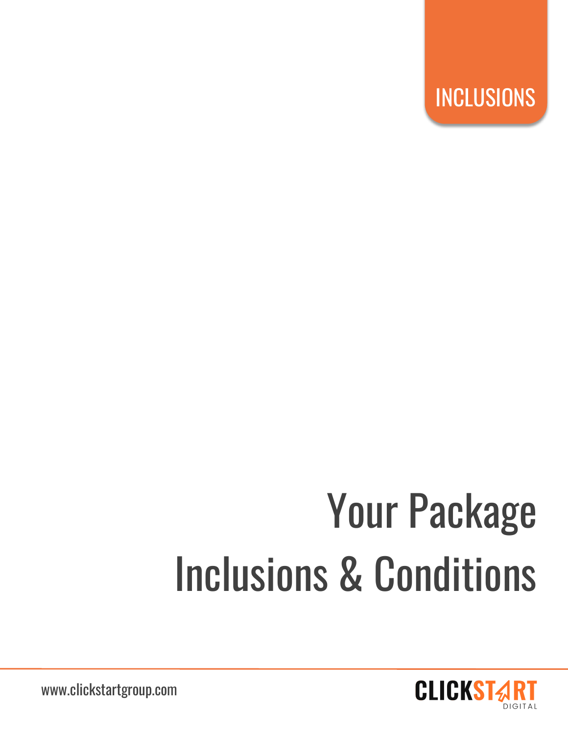INCLUSIONS

# Your Package Inclusions & Conditions

www.clickstartgroup.com

CLICKSTART DIGITAL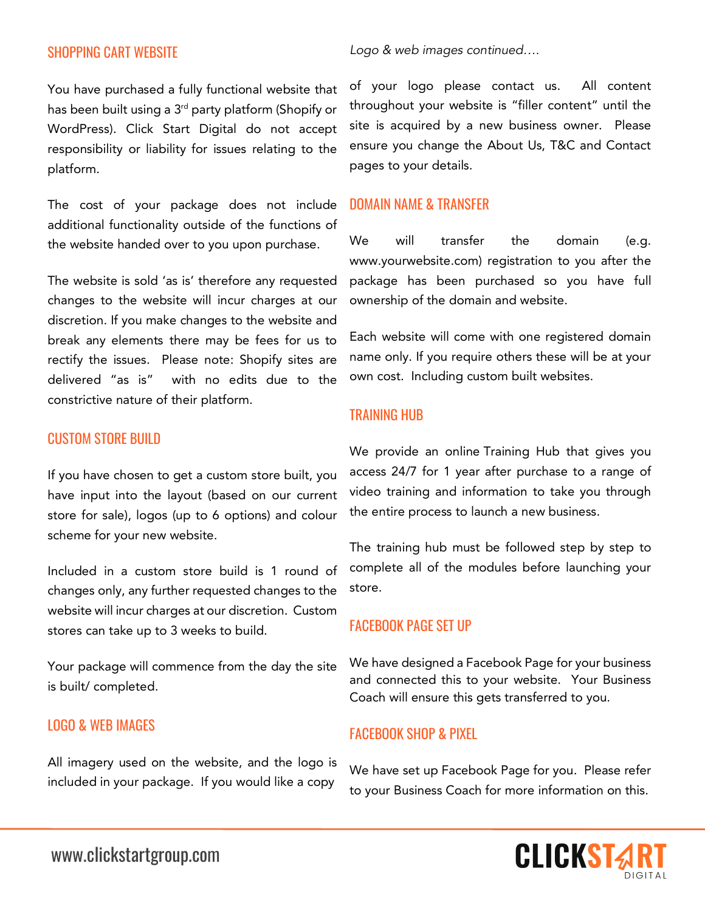## SHOPPING CART WEBSITE

You have purchased a fully functional website that has been built using a 3rd party platform (Shopify or WordPress). Click Start Digital do not accept responsibility or liability for issues relating to the platform.

The cost of your package does not include additional functionality outside of the functions of the website handed over to you upon purchase.

The website is sold 'as is' therefore any requested changes to the website will incur charges at our discretion. If you make changes to the website and break any elements there may be fees for us to rectify the issues. Please note: Shopify sites are delivered "as is" with no edits due to the constrictive nature of their platform.

## CUSTOM STORE BUILD

If you have chosen to get a custom store built, you have input into the layout (based on our current store for sale), logos (up to 6 options) and colour scheme for your new website.

Included in a custom store build is 1 round of changes only, any further requested changes to the website will incur charges at our discretion. Custom stores can take up to 3 weeks to build.

Your package will commence from the day the site is built/ completed.

## LOGO & WEB IMAGES

All imagery used on the website, and the logo is included in your package. If you would like a copy of your logo please contact us. All content throughout your website is "filler content" until the site is acquired by a new business owner. Please ensure you change the About Us, T&C and Contact pages to your details.

## DOMAIN NAME & TRANSFER

We will transfer the domain (e.g. www.yourwebsite.com) registration to you after the package has been purchased so you have full ownership of the domain and website.

Each website will come with one registered domain name only. If you require others these will be at your own cost. Including custom built websites.

## TRAINING HUB

We provide an online Training Hub that gives you access 24/7 for 1 year after purchase to a range of video training and information to take you through the entire process to launch a new business.

The training hub must be followed step by step to complete all of the modules before launching your store.

## FACEBOOK PAGE SET UP

We have designed a Facebook Page for your business and connected this to your website. Your Business Coach will ensure this gets transferred to you.

## FACEBOOK SHOP & PIXEL

We have set up Facebook Page for you. Please refer to your Business Coach for more information on this.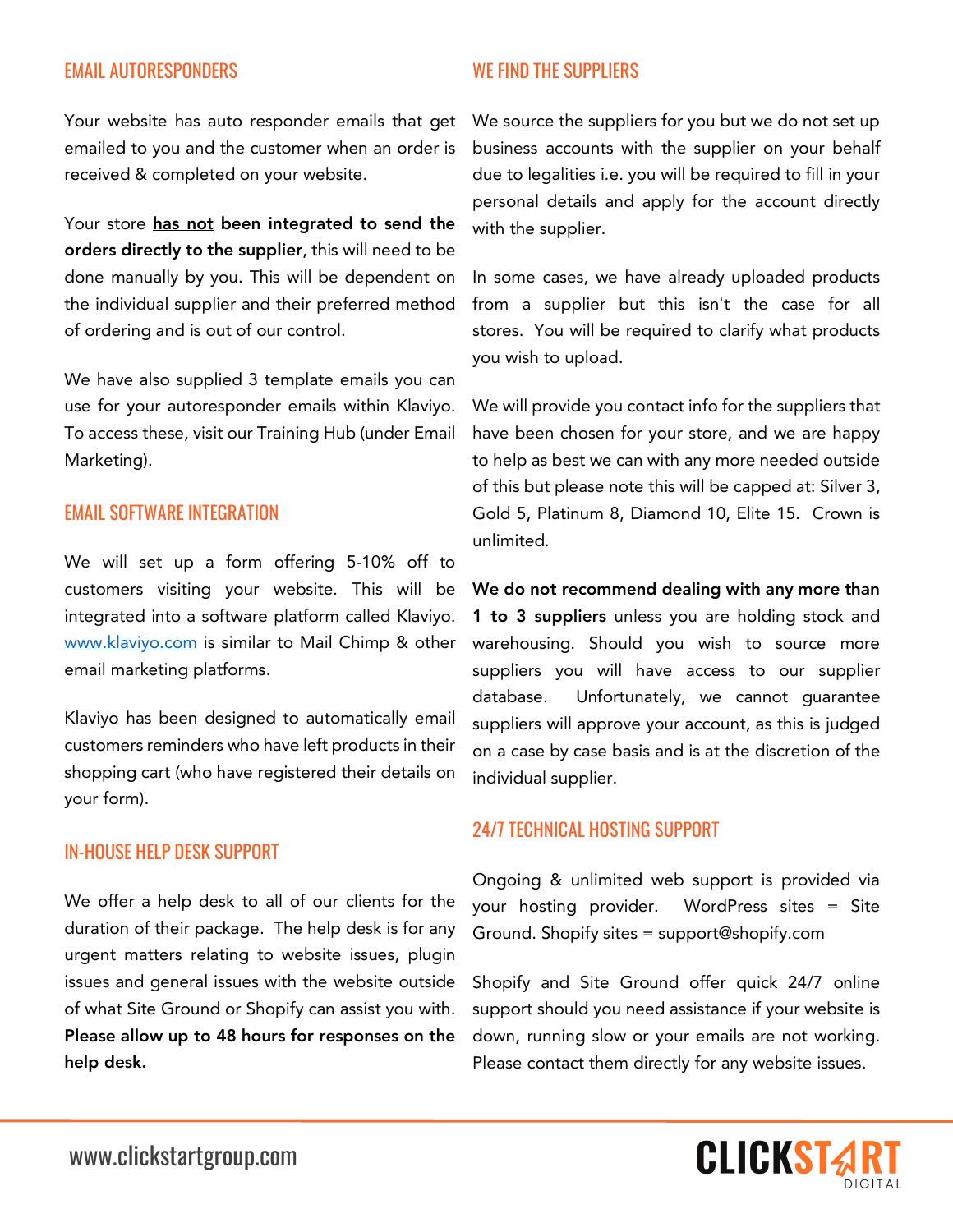## EMAIL AUTORESPONDERS

Your website has auto responder emails that get emailed to you and the customer when an order is received & completed on your website.

Your store **has not been integrated to send the orders directly to the supplier**, this will need to be done manually by you. This will be dependent on the individual supplier and their preferred method of ordering and is out of our control.

We have also supplied 3 template emails you can use for your autoresponder emails within Klaviyo. To access these, visit our Training Hub (under Email Marketing).

## EMAIL SOFTWARE INTEGRATION

We will set up a form offering 5-10% off to customers visiting your website. This will be integrated into a software platform called Klaviyo. [www.klaviyo.com](http://www.klaviyo.com) is similar to Mail Chimp & other email marketing platforms.

Klaviyo has been designed to automatically email customers reminders who have left products in their shopping cart (who have registered their details on your form).

## IN-HOUSE HELP DESK SUPPORT

We offer a help desk to all of our clients for the duration of their package. The help desk is for any urgent matters relating to website issues, plugin issues and general issues with the website outside of what Site Ground or Shopify can assist you with. **Please allow up to 48 hours for responses on the help desk.**

## WE FIND THE SUPPLIERS

We source the suppliers for you but we do not set up business accounts with the supplier on your behalf due to legalities i.e. you will be required to fill in your personal details and apply for the account directly with the supplier.

In some cases, we have already uploaded products from a supplier but this isn't the case for all stores. You will be required to clarify what products you wish to upload.

We will provide you contact info for the suppliers that have been chosen for your store, and we are happy to help as best we can with any more needed outside of this but please note this will be capped at: Silver 3, Gold 5, Platinum 8, Diamond 10, Elite 15. Crown is unlimited.

**We do not recommend dealing with any more than 1 to 3 suppliers** unless you are holding stock and warehousing. Should you wish to source more suppliers you will have access to our supplier database. Unfortunately, we cannot guarantee suppliers will approve your account, as this is judged on a case by case basis and is at the discretion of the individual supplier.

## 24/7 TECHNICAL HOSTING SUPPORT

Ongoing & unlimited web support is provided via your hosting provider. WordPress sites = Site Ground. Shopify sites = support@shopify.com

Shopify and Site Ground offer quick 24/7 online support should you need assistance if your website is down, running slow or your emails are not working. Please contact them directly for any website issues.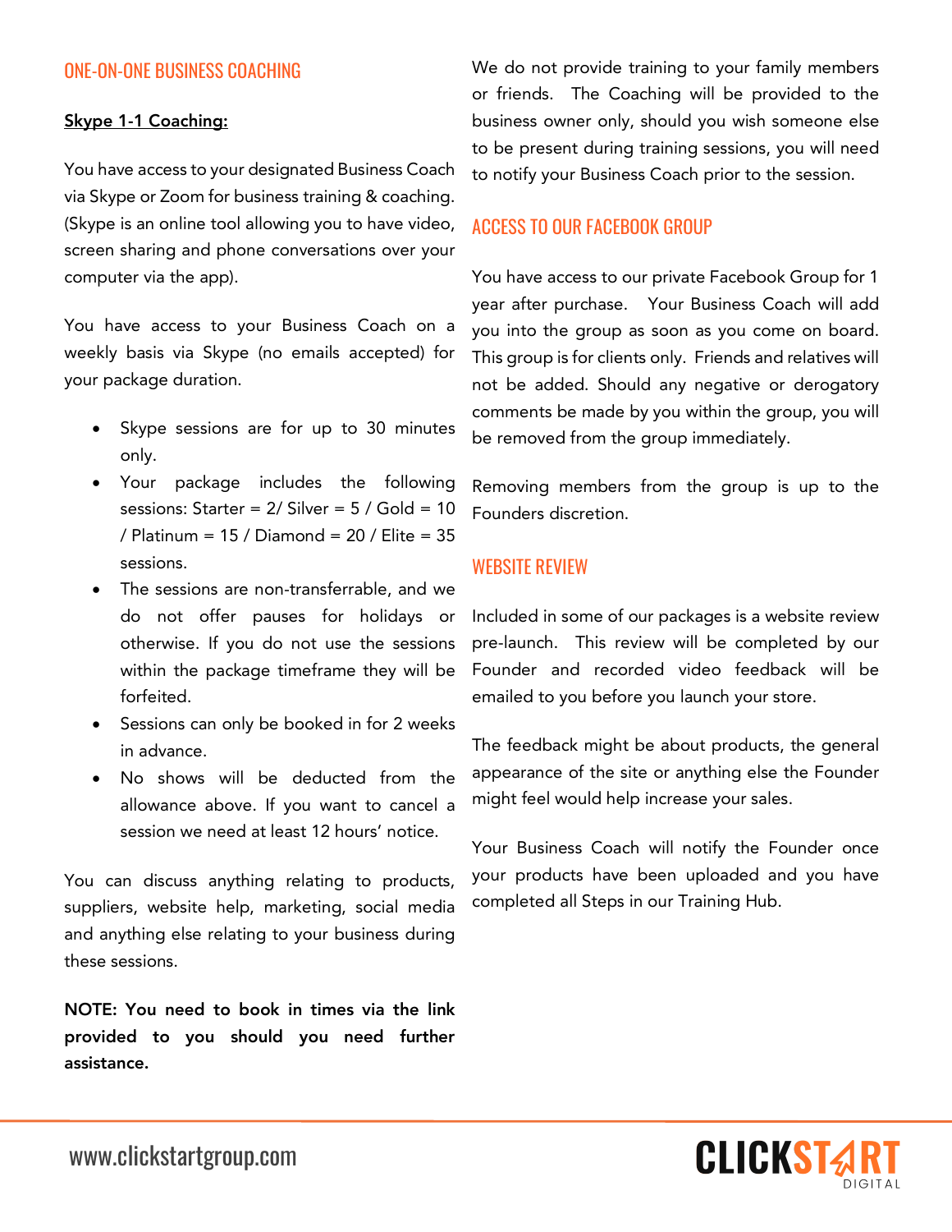## ONE-ON-ONE BUSINESS COACHING

**Skype 1-1 Coaching:**

You have access to your designated Business Coach via Skype or Zoom for business training & coaching. (Skype is an online tool allowing you to have video, screen sharing and phone conversations over your computer via the app).

You have access to your Business Coach on a weekly basis via Skype (no emails accepted) for your package duration.

- Skype sessions are for up to 30 minutes only.
- Your package includes the following sessions: Starter = 2/ Silver = 5 / Gold = 10 / Platinum = 15 / Diamond = 20 / Elite = 35 sessions.
- The sessions are non-transferrable, and we do not offer pauses for holidays or otherwise. If you do not use the sessions within the package timeframe they will be forfeited.
- Sessions can only be booked in for 2 weeks in advance.
- No shows will be deducted from the allowance above. If you want to cancel a session we need at least 12 hours' notice.

You can discuss anything relating to products, suppliers, website help, marketing, social media and anything else relating to your business during these sessions.

**NOTE: You need to book in times via the link provided to you should you need further assistance.**

We do not provide training to your family members or friends. The Coaching will be provided to the business owner only, should you wish someone else to be present during training sessions, you will need to notify your Business Coach prior to the session.

## ACCESS TO OUR FACEBOOK GROUP

You have access to our private Facebook Group for 1 year after purchase. Your Business Coach will add you into the group as soon as you come on board. This group is for clients only. Friends and relatives will not be added. Should any negative or derogatory comments be made by you within the group, you will be removed from the group immediately.

Removing members from the group is up to the Founders discretion.

## WEBSITE REVIEW

Included in some of our packages is a website review pre-launch. This review will be completed by our Founder and recorded video feedback will be emailed to you before you launch your store.

The feedback might be about products, the general appearance of the site or anything else the Founder might feel would help increase your sales.

Your Business Coach will notify the Founder once your products have been uploaded and you have completed all Steps in our Training Hub.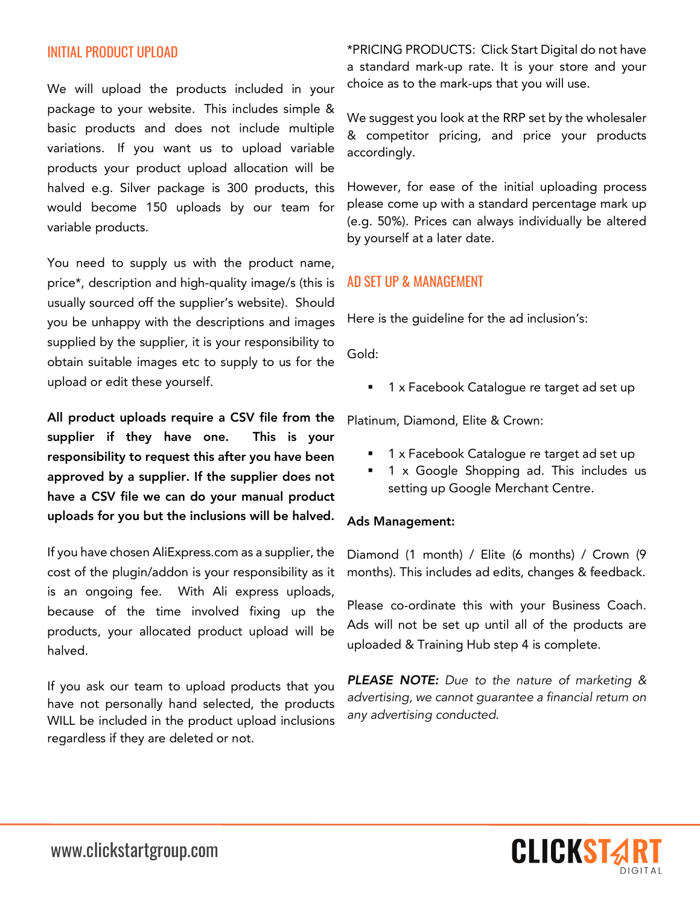## INITIAL PRODUCT UPLOAD

We will upload the products included in your package to your website. This includes simple & basic products and does not include multiple variations. If you want us to upload variable products your product upload allocation will be halved e.g. Silver package is 300 products, this would become 150 uploads by our team for variable products.

You need to supply us with the product name, price*, description and high-quality image/s (this is usually sourced off the supplier's website). Should you be unhappy with the descriptions and images supplied by the supplier, it is your responsibility to obtain suitable images etc to supply to us for the upload or edit these yourself.

**All product uploads require a CSV file from the supplier if they have one. This is your responsibility to request this after you have been approved by a supplier. If the supplier does not have a CSV file we can do your manual product uploads for you but the inclusions will be halved.**

If you have chosen AliExpress.com as a supplier, the cost of the plugin/addon is your responsibility as it is an ongoing fee. With Ali express uploads, because of the time involved fixing up the products, your allocated product upload will be halved.

If you ask our team to upload products that you have not personally hand selected, the products WILL be included in the product upload inclusions regardless if they are deleted or not.

*PRICING PRODUCTS: Click Start Digital do not have a standard mark-up rate. It is your store and your choice as to the mark-ups that you will use.

We suggest you look at the RRP set by the wholesaler & competitor pricing, and price your products accordingly.

However, for ease of the initial uploading process please come up with a standard percentage mark up (e.g. 50%). Prices can always individually be altered by yourself at a later date.

## AD SET UP & MANAGEMENT

Here is the guideline for the ad inclusion's:

Gold:

- 1 x Facebook Catalogue re target ad set up

Platinum, Diamond, Elite & Crown:

- 1 x Facebook Catalogue re target ad set up
- 1 x Google Shopping ad. This includes us setting up Google Merchant Centre.

**Ads Management:**

Diamond (1 month) / Elite (6 months) / Crown (9 months). This includes ad edits, changes & feedback.

Please co-ordinate this with your Business Coach. Ads will not be set up until all of the products are uploaded & Training Hub step 4 is complete.

***PLEASE NOTE:*** *Due to the nature of marketing & advertising, we cannot guarantee a financial return on any advertising conducted.*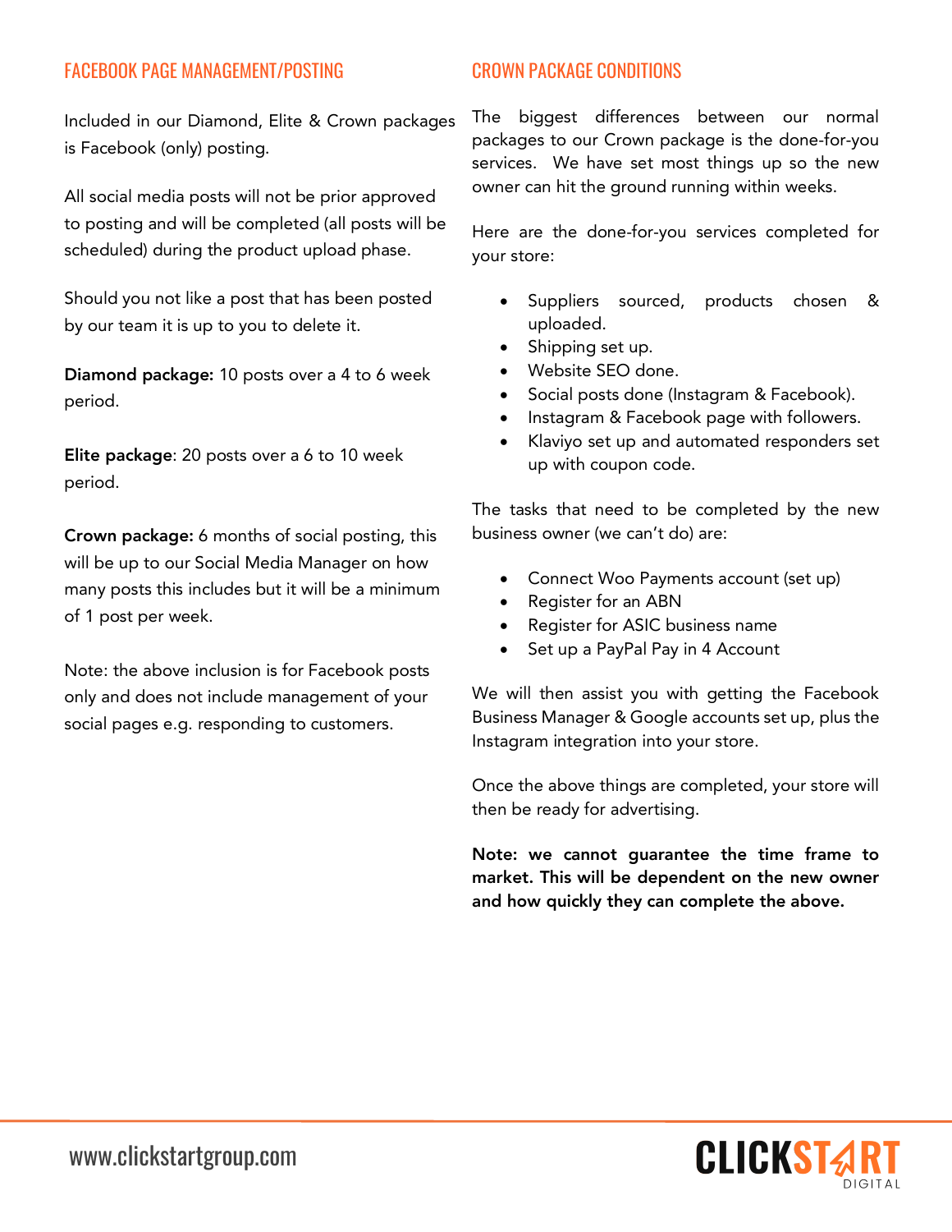## FACEBOOK PAGE MANAGEMENT/POSTING

Included in our Diamond, Elite & Crown packages is Facebook (only) posting.

All social media posts will not be prior approved to posting and will be completed (all posts will be scheduled) during the product upload phase.

Should you not like a post that has been posted by our team it is up to you to delete it.

**Diamond package:** 10 posts over a 4 to 6 week period.

**Elite package**: 20 posts over a 6 to 10 week period.

**Crown package:** 6 months of social posting, this will be up to our Social Media Manager on how many posts this includes but it will be a minimum of 1 post per week.

Note: the above inclusion is for Facebook posts only and does not include management of your social pages e.g. responding to customers.

## CROWN PACKAGE CONDITIONS

The biggest differences between our normal packages to our Crown package is the done-for-you services. We have set most things up so the new owner can hit the ground running within weeks.

Here are the done-for-you services completed for your store:

- Suppliers sourced, products chosen & uploaded.
- Shipping set up.
- Website SEO done.
- Social posts done (Instagram & Facebook).
- Instagram & Facebook page with followers.
- Klaviyo set up and automated responders set up with coupon code.

The tasks that need to be completed by the new business owner (we can't do) are:

- Connect Woo Payments account (set up)
- Register for an ABN
- Register for ASIC business name
- Set up a PayPal Pay in 4 Account

We will then assist you with getting the Facebook Business Manager & Google accounts set up, plus the Instagram integration into your store.

Once the above things are completed, your store will then be ready for advertising.

**Note: we cannot guarantee the time frame to market. This will be dependent on the new owner and how quickly they can complete the above.**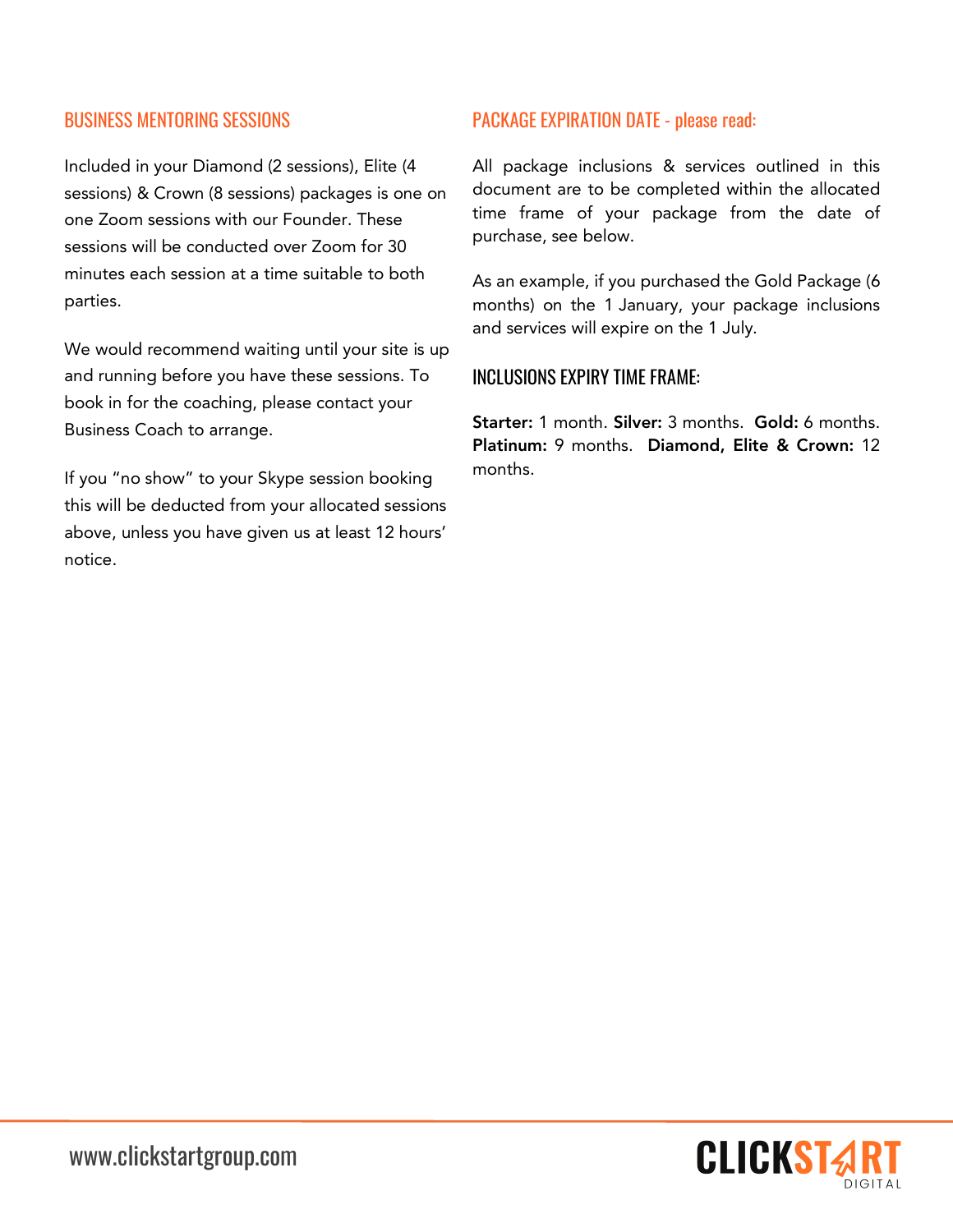## BUSINESS MENTORING SESSIONS

Included in your Diamond (2 sessions), Elite (4 sessions) & Crown (8 sessions) packages is one on one Zoom sessions with our Founder. These sessions will be conducted over Zoom for 30 minutes each session at a time suitable to both parties.

We would recommend waiting until your site is up and running before you have these sessions. To book in for the coaching, please contact your Business Coach to arrange.

If you "no show" to your Skype session booking this will be deducted from your allocated sessions above, unless you have given us at least 12 hours' notice.

## PACKAGE EXPIRATION DATE - please read:

All package inclusions & services outlined in this document are to be completed within the allocated time frame of your package from the date of purchase, see below.

As an example, if you purchased the Gold Package (6 months) on the 1 January, your package inclusions and services will expire on the 1 July.

### INCLUSIONS EXPIRY TIME FRAME:

**Starter:** 1 month. **Silver:** 3 months. **Gold:** 6 months. **Platinum:** 9 months. **Diamond, Elite & Crown:** 12 months.